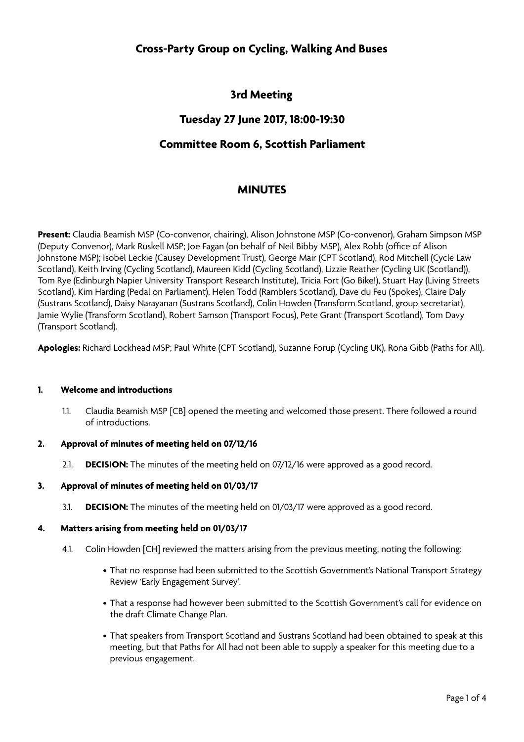# Cross-Party Group on Cycling, Walking And Buses

## 3rd Meeting

## Tuesday 27 June 2017, 18:00-19:30

## Committee Room 6, Scottish Parliament

## MINUTES

**Present:** Claudia Beamish MSP (Co-convenor, chairing), Alison Johnstone MSP (Co-convenor), Graham Simpson MSP (Deputy Convenor), Mark Ruskell MSP; Joe Fagan (on behalf of Neil Bibby MSP), Alex Robb (office of Alison Johnstone MSP); Isobel Leckie (Causey Development Trust), George Mair (CPT Scotland), Rod Mitchell (Cycle Law Scotland), Keith Irving (Cycling Scotland), Maureen Kidd (Cycling Scotland), Lizzie Reather (Cycling UK (Scotland)), Tom Rye (Edinburgh Napier University Transport Research Institute), Tricia Fort (Go Bike!), Stuart Hay (Living Streets Scotland), Kim Harding (Pedal on Parliament), Helen Todd (Ramblers Scotland), Dave du Feu (Spokes), Claire Daly (Sustrans Scotland), Daisy Narayanan (Sustrans Scotland), Colin Howden (Transform Scotland, group secretariat), Jamie Wylie (Transform Scotland), Robert Samson (Transport Focus), Pete Grant (Transport Scotland), Tom Davy (Transport Scotland).

**Apologies:** Richard Lockhead MSP; Paul White (CPT Scotland), Suzanne Forup (Cycling UK), Rona Gibb (Paths for All).

### 1. Welcome and introductions

1.1. Claudia Beamish MSP [CB] opened the meeting and welcomed those present. There followed a round of introductions.

### 2. Approval of minutes of meeting held on 07/12/16

2.1. **DECISION:** The minutes of the meeting held on 07/12/16 were approved as a good record.

### 3. Approval of minutes of meeting held on 01/03/17

3.1. **DECISION:** The minutes of the meeting held on 01/03/17 were approved as a good record.

### 4. Matters arising from meeting held on 01/03/17

4.1. Colin Howden [CH] reviewed the matters arising from the previous meeting, noting the following:

- That no response had been submitted to the Scottish Government's National Transport Strategy Review 'Early Engagement Survey'.
- That a response had however been submitted to the Scottish Government's call for evidence on the draft Climate Change Plan.
- That speakers from Transport Scotland and Sustrans Scotland had been obtained to speak at this meeting, but that Paths for All had not been able to supply a speaker for this meeting due to a previous engagement.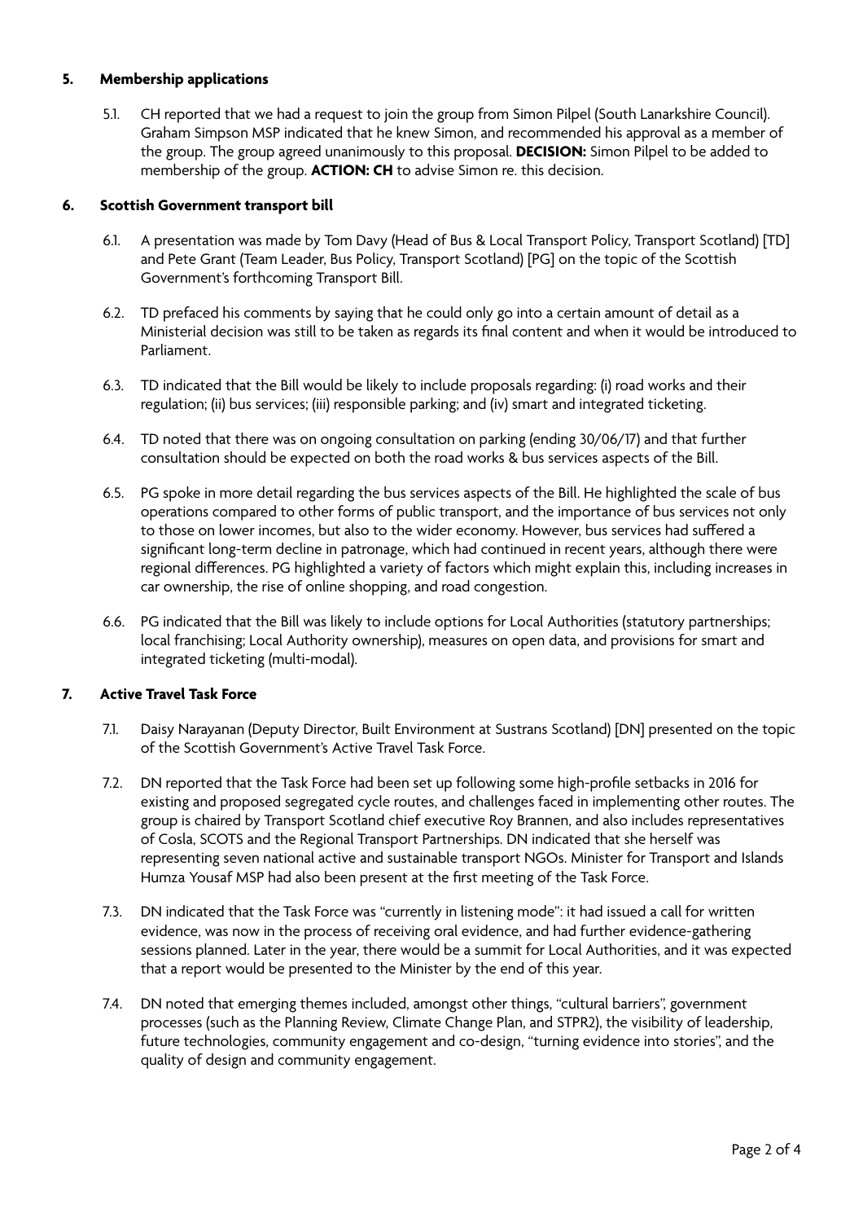## 5. Membership applications

5.1. CH reported that we had a request to join the group from Simon Pilpel (South Lanarkshire Council). Graham Simpson MSP indicated that he knew Simon, and recommended his approval as a member of the group. The group agreed unanimously to this proposal. **DECISION:** Simon Pilpel to be added to membership of the group. **ACTION: CH** to advise Simon re. this decision.

## 6. Scottish Government transport bill

6.1. A presentation was made by Tom Davy (Head of Bus & Local Transport Policy, Transport Scotland) [TD] and Pete Grant (Team Leader, Bus Policy, Transport Scotland) [PG] on the topic of the Scottish Government's forthcoming Transport Bill.

6.2. TD prefaced his comments by saying that he could only go into a certain amount of detail as a Ministerial decision was still to be taken as regards its final content and when it would be introduced to Parliament.

6.3. TD indicated that the Bill would be likely to include proposals regarding: (i) road works and their regulation; (ii) bus services; (iii) responsible parking; and (iv) smart and integrated ticketing.

6.4. TD noted that there was on ongoing consultation on parking (ending 30/06/17) and that further consultation should be expected on both the road works & bus services aspects of the Bill.

6.5. PG spoke in more detail regarding the bus services aspects of the Bill. He highlighted the scale of bus operations compared to other forms of public transport, and the importance of bus services not only to those on lower incomes, but also to the wider economy. However, bus services had suffered a significant long-term decline in patronage, which had continued in recent years, although there were regional differences. PG highlighted a variety of factors which might explain this, including increases in car ownership, the rise of online shopping, and road congestion.

6.6. PG indicated that the Bill was likely to include options for Local Authorities (statutory partnerships; local franchising; Local Authority ownership), measures on open data, and provisions for smart and integrated ticketing (multi-modal).

## 7. Active Travel Task Force

7.1. Daisy Narayanan (Deputy Director, Built Environment at Sustrans Scotland) [DN] presented on the topic of the Scottish Government's Active Travel Task Force.

7.2. DN reported that the Task Force had been set up following some high-profile setbacks in 2016 for existing and proposed segregated cycle routes, and challenges faced in implementing other routes. The group is chaired by Transport Scotland chief executive Roy Brannen, and also includes representatives of Cosla, SCOTS and the Regional Transport Partnerships. DN indicated that she herself was representing seven national active and sustainable transport NGOs. Minister for Transport and Islands Humza Yousaf MSP had also been present at the first meeting of the Task Force.

7.3. DN indicated that the Task Force was "currently in listening mode": it had issued a call for written evidence, was now in the process of receiving oral evidence, and had further evidence-gathering sessions planned. Later in the year, there would be a summit for Local Authorities, and it was expected that a report would be presented to the Minister by the end of this year.

7.4. DN noted that emerging themes included, amongst other things, "cultural barriers", government processes (such as the Planning Review, Climate Change Plan, and STPR2), the visibility of leadership, future technologies, community engagement and co-design, "turning evidence into stories", and the quality of design and community engagement.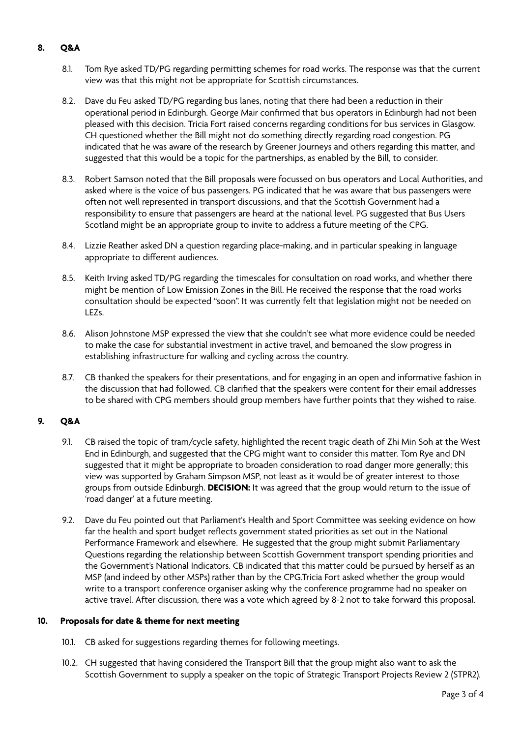## 8. Q&A

8.1. Tom Rye asked TD/PG regarding permitting schemes for road works. The response was that the current view was that this might not be appropriate for Scottish circumstances.

8.2. Dave du Feu asked TD/PG regarding bus lanes, noting that there had been a reduction in their operational period in Edinburgh. George Mair confirmed that bus operators in Edinburgh had not been pleased with this decision. Tricia Fort raised concerns regarding conditions for bus services in Glasgow. CH questioned whether the Bill might not do something directly regarding road congestion. PG indicated that he was aware of the research by Greener Journeys and others regarding this matter, and suggested that this would be a topic for the partnerships, as enabled by the Bill, to consider.

8.3. Robert Samson noted that the Bill proposals were focussed on bus operators and Local Authorities, and asked where is the voice of bus passengers. PG indicated that he was aware that bus passengers were often not well represented in transport discussions, and that the Scottish Government had a responsibility to ensure that passengers are heard at the national level. PG suggested that Bus Users Scotland might be an appropriate group to invite to address a future meeting of the CPG.

8.4. Lizzie Reather asked DN a question regarding place-making, and in particular speaking in language appropriate to different audiences.

8.5. Keith Irving asked TD/PG regarding the timescales for consultation on road works, and whether there might be mention of Low Emission Zones in the Bill. He received the response that the road works consultation should be expected "soon". It was currently felt that legislation might not be needed on LEZs.

8.6. Alison Johnstone MSP expressed the view that she couldn't see what more evidence could be needed to make the case for substantial investment in active travel, and bemoaned the slow progress in establishing infrastructure for walking and cycling across the country.

8.7. CB thanked the speakers for their presentations, and for engaging in an open and informative fashion in the discussion that had followed. CB clarified that the speakers were content for their email addresses to be shared with CPG members should group members have further points that they wished to raise.

## 9. Q&A

9.1. CB raised the topic of tram/cycle safety, highlighted the recent tragic death of Zhi Min Soh at the West End in Edinburgh, and suggested that the CPG might want to consider this matter. Tom Rye and DN suggested that it might be appropriate to broaden consideration to road danger more generally; this view was supported by Graham Simpson MSP, not least as it would be of greater interest to those groups from outside Edinburgh. **DECISION:** It was agreed that the group would return to the issue of 'road danger' at a future meeting.

9.2. Dave du Feu pointed out that Parliament's Health and Sport Committee was seeking evidence on how far the health and sport budget reflects government stated priorities as set out in the National Performance Framework and elsewhere. He suggested that the group might submit Parliamentary Questions regarding the relationship between Scottish Government transport spending priorities and the Government's National Indicators. CB indicated that this matter could be pursued by herself as an MSP (and indeed by other MSPs) rather than by the CPG.Tricia Fort asked whether the group would write to a transport conference organiser asking why the conference programme had no speaker on active travel. After discussion, there was a vote which agreed by 8-2 not to take forward this proposal.

## 10. Proposals for date & theme for next meeting

10.1. CB asked for suggestions regarding themes for following meetings.

10.2. CH suggested that having considered the Transport Bill that the group might also want to ask the Scottish Government to supply a speaker on the topic of Strategic Transport Projects Review 2 (STPR2).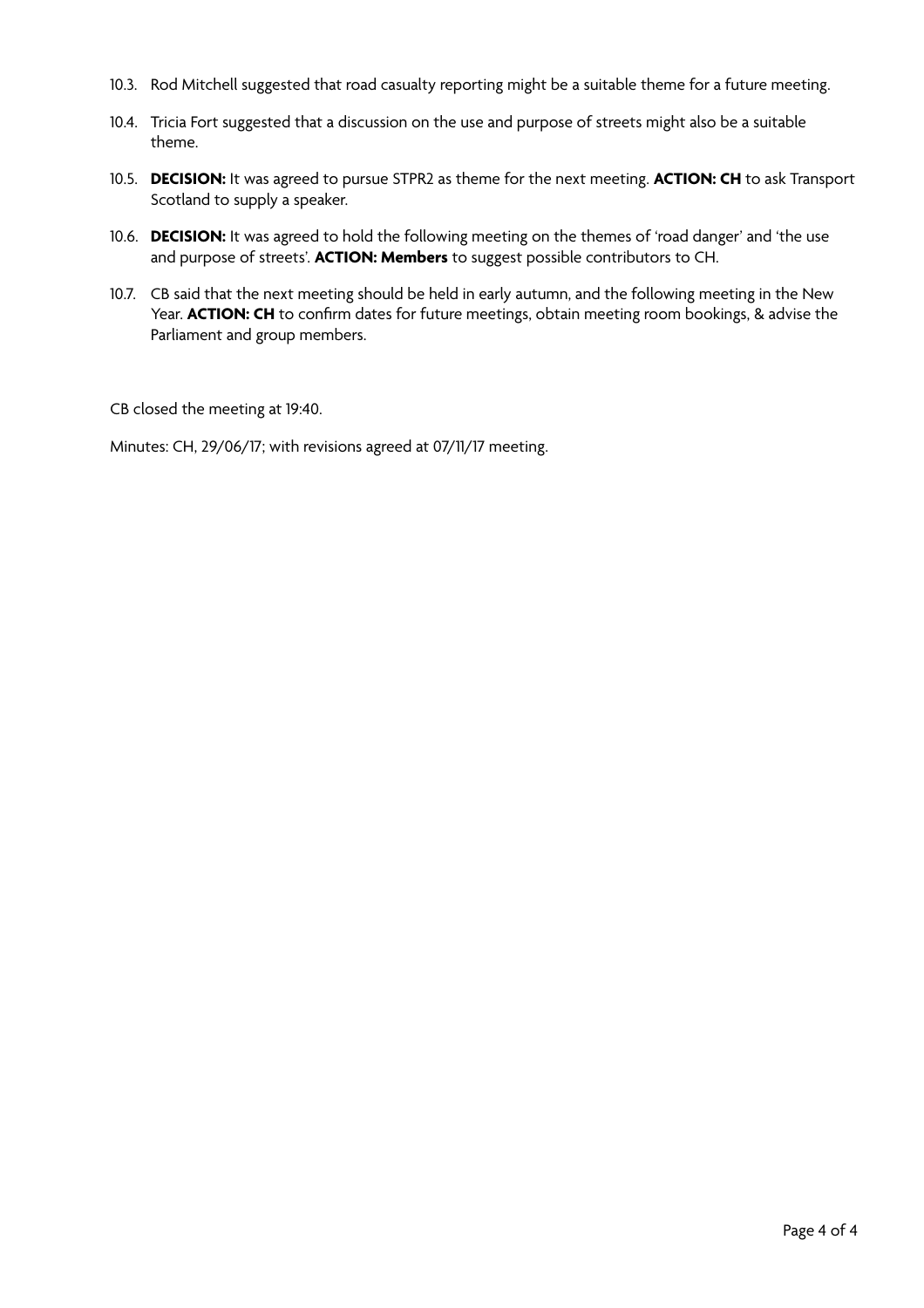10.3. Rod Mitchell suggested that road casualty reporting might be a suitable theme for a future meeting.

10.4. Tricia Fort suggested that a discussion on the use and purpose of streets might also be a suitable theme.

10.5. **DECISION:** It was agreed to pursue STPR2 as theme for the next meeting. **ACTION: CH** to ask Transport Scotland to supply a speaker.

10.6. **DECISION:** It was agreed to hold the following meeting on the themes of 'road danger' and 'the use and purpose of streets'. **ACTION: Members** to suggest possible contributors to CH.

10.7. CB said that the next meeting should be held in early autumn, and the following meeting in the New Year. **ACTION: CH** to confirm dates for future meetings, obtain meeting room bookings, & advise the Parliament and group members.

CB closed the meeting at 19:40.

Minutes: CH, 29/06/17; with revisions agreed at 07/11/17 meeting.